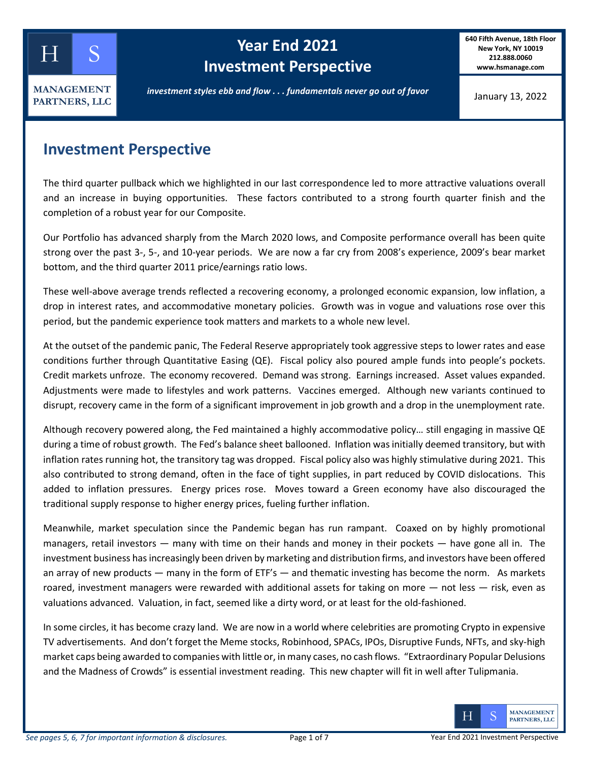# Year End 2021 Investment Perspective

**HS MANAGEMENT PARTNERS, LLC**

**640 Fifth Avenue, 18th Floor**
**New York, NY 10019**
**212.888.0060**
**www.hsmanage.com**

***investment styles ebb and flow . . . fundamentals never go out of favor***

January 13, 2022

## Investment Perspective

The third quarter pullback which we highlighted in our last correspondence led to more attractive valuations overall and an increase in buying opportunities. These factors contributed to a strong fourth quarter finish and the completion of a robust year for our Composite.

Our Portfolio has advanced sharply from the March 2020 lows, and Composite performance overall has been quite strong over the past 3-, 5-, and 10-year periods. We are now a far cry from 2008's experience, 2009's bear market bottom, and the third quarter 2011 price/earnings ratio lows.

These well-above average trends reflected a recovering economy, a prolonged economic expansion, low inflation, a drop in interest rates, and accommodative monetary policies. Growth was in vogue and valuations rose over this period, but the pandemic experience took matters and markets to a whole new level.

At the outset of the pandemic panic, The Federal Reserve appropriately took aggressive steps to lower rates and ease conditions further through Quantitative Easing (QE). Fiscal policy also poured ample funds into people's pockets. Credit markets unfroze. The economy recovered. Demand was strong. Earnings increased. Asset values expanded. Adjustments were made to lifestyles and work patterns. Vaccines emerged. Although new variants continued to disrupt, recovery came in the form of a significant improvement in job growth and a drop in the unemployment rate.

Although recovery powered along, the Fed maintained a highly accommodative policy… still engaging in massive QE during a time of robust growth. The Fed's balance sheet ballooned. Inflation was initially deemed transitory, but with inflation rates running hot, the transitory tag was dropped. Fiscal policy also was highly stimulative during 2021. This also contributed to strong demand, often in the face of tight supplies, in part reduced by COVID dislocations. This added to inflation pressures. Energy prices rose. Moves toward a Green economy have also discouraged the traditional supply response to higher energy prices, fueling further inflation.

Meanwhile, market speculation since the Pandemic began has run rampant. Coaxed on by highly promotional managers, retail investors — many with time on their hands and money in their pockets — have gone all in. The investment business has increasingly been driven by marketing and distribution firms, and investors have been offered an array of new products — many in the form of ETF's — and thematic investing has become the norm. As markets roared, investment managers were rewarded with additional assets for taking on more — not less — risk, even as valuations advanced. Valuation, in fact, seemed like a dirty word, or at least for the old-fashioned.

In some circles, it has become crazy land. We are now in a world where celebrities are promoting Crypto in expensive TV advertisements. And don't forget the Meme stocks, Robinhood, SPACs, IPOs, Disruptive Funds, NFTs, and sky-high market caps being awarded to companies with little or, in many cases, no cash flows. "Extraordinary Popular Delusions and the Madness of Crowds" is essential investment reading. This new chapter will fit in well after Tulipmania.

*See pages 5, 6, 7 for important information & disclosures.*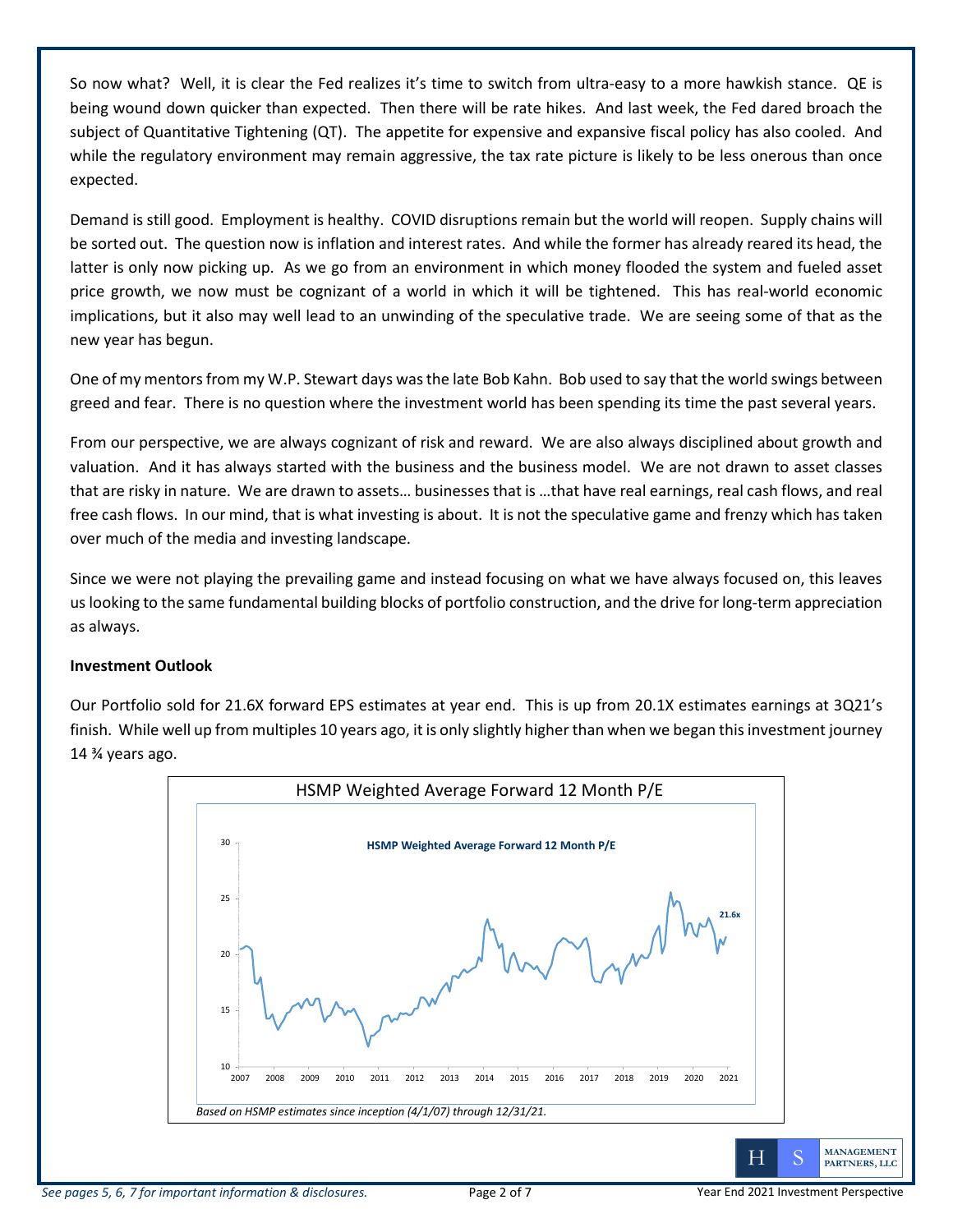So now what? Well, it is clear the Fed realizes it's time to switch from ultra-easy to a more hawkish stance. QE is being wound down quicker than expected. Then there will be rate hikes. And last week, the Fed dared broach the subject of Quantitative Tightening (QT). The appetite for expensive and expansive fiscal policy has also cooled. And while the regulatory environment may remain aggressive, the tax rate picture is likely to be less onerous than once expected.

Demand is still good. Employment is healthy. COVID disruptions remain but the world will reopen. Supply chains will be sorted out. The question now is inflation and interest rates. And while the former has already reared its head, the latter is only now picking up. As we go from an environment in which money flooded the system and fueled asset price growth, we now must be cognizant of a world in which it will be tightened. This has real-world economic implications, but it also may well lead to an unwinding of the speculative trade. We are seeing some of that as the new year has begun.

One of my mentors from my W.P. Stewart days was the late Bob Kahn. Bob used to say that the world swings between greed and fear. There is no question where the investment world has been spending its time the past several years.

From our perspective, we are always cognizant of risk and reward. We are also always disciplined about growth and valuation. And it has always started with the business and the business model. We are not drawn to asset classes that are risky in nature. We are drawn to assets… businesses that is …that have real earnings, real cash flows, and real free cash flows. In our mind, that is what investing is about. It is not the speculative game and frenzy which has taken over much of the media and investing landscape.

Since we were not playing the prevailing game and instead focusing on what we have always focused on, this leaves us looking to the same fundamental building blocks of portfolio construction, and the drive for long-term appreciation as always.

**Investment Outlook**

Our Portfolio sold for 21.6X forward EPS estimates at year end. This is up from 20.1X estimates earnings at 3Q21's finish. While well up from multiples 10 years ago, it is only slightly higher than when we began this investment journey 14 ¾ years ago.

HSMP Weighted Average Forward 12 Month P/E

*Based on HSMP estimates since inception (4/1/07) through 12/31/21.*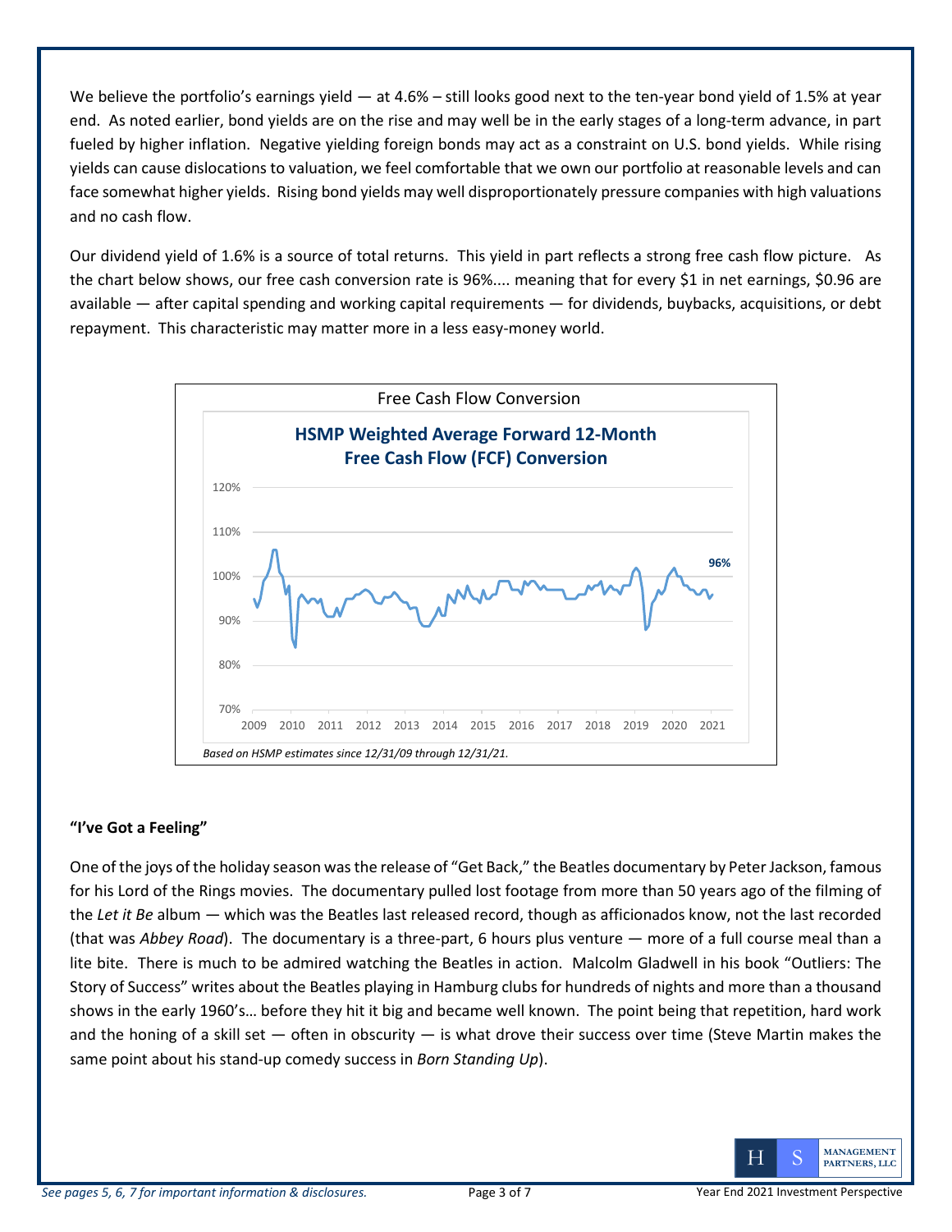We believe the portfolio's earnings yield — at 4.6% – still looks good next to the ten-year bond yield of 1.5% at year end. As noted earlier, bond yields are on the rise and may well be in the early stages of a long-term advance, in part fueled by higher inflation. Negative yielding foreign bonds may act as a constraint on U.S. bond yields. While rising yields can cause dislocations to valuation, we feel comfortable that we own our portfolio at reasonable levels and can face somewhat higher yields. Rising bond yields may well disproportionately pressure companies with high valuations and no cash flow.

Our dividend yield of 1.6% is a source of total returns. This yield in part reflects a strong free cash flow picture. As the chart below shows, our free cash conversion rate is 96%.... meaning that for every $1 in net earnings, $0.96 are available — after capital spending and working capital requirements — for dividends, buybacks, acquisitions, or debt repayment. This characteristic may matter more in a less easy-money world.

Free Cash Flow Conversion

**HSMP Weighted Average Forward 12-Month Free Cash Flow (FCF) Conversion**

*Based on HSMP estimates since 12/31/09 through 12/31/21.*

### "I've Got a Feeling"

One of the joys of the holiday season was the release of "Get Back," the Beatles documentary by Peter Jackson, famous for his Lord of the Rings movies. The documentary pulled lost footage from more than 50 years ago of the filming of the *Let it Be* album — which was the Beatles last released record, though as afficionados know, not the last recorded (that was *Abbey Road*). The documentary is a three-part, 6 hours plus venture — more of a full course meal than a lite bite. There is much to be admired watching the Beatles in action. Malcolm Gladwell in his book "Outliers: The Story of Success" writes about the Beatles playing in Hamburg clubs for hundreds of nights and more than a thousand shows in the early 1960's… before they hit it big and became well known. The point being that repetition, hard work and the honing of a skill set — often in obscurity — is what drove their success over time (Steve Martin makes the same point about his stand-up comedy success in *Born Standing Up*).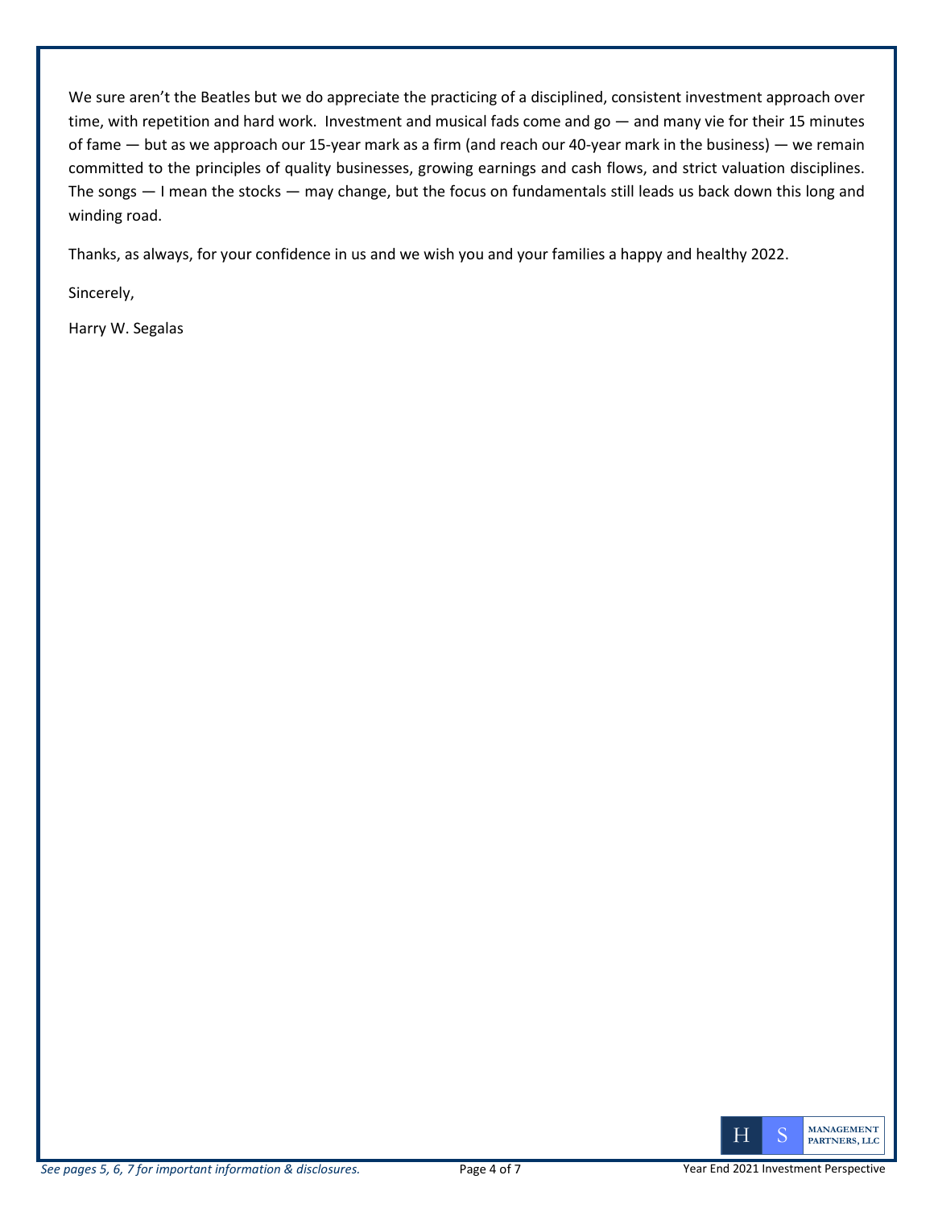We sure aren't the Beatles but we do appreciate the practicing of a disciplined, consistent investment approach over time, with repetition and hard work. Investment and musical fads come and go — and many vie for their 15 minutes of fame — but as we approach our 15-year mark as a firm (and reach our 40-year mark in the business) — we remain committed to the principles of quality businesses, growing earnings and cash flows, and strict valuation disciplines. The songs — I mean the stocks — may change, but the focus on fundamentals still leads us back down this long and winding road.

Thanks, as always, for your confidence in us and we wish you and your families a happy and healthy 2022.

Sincerely,

Harry W. Segalas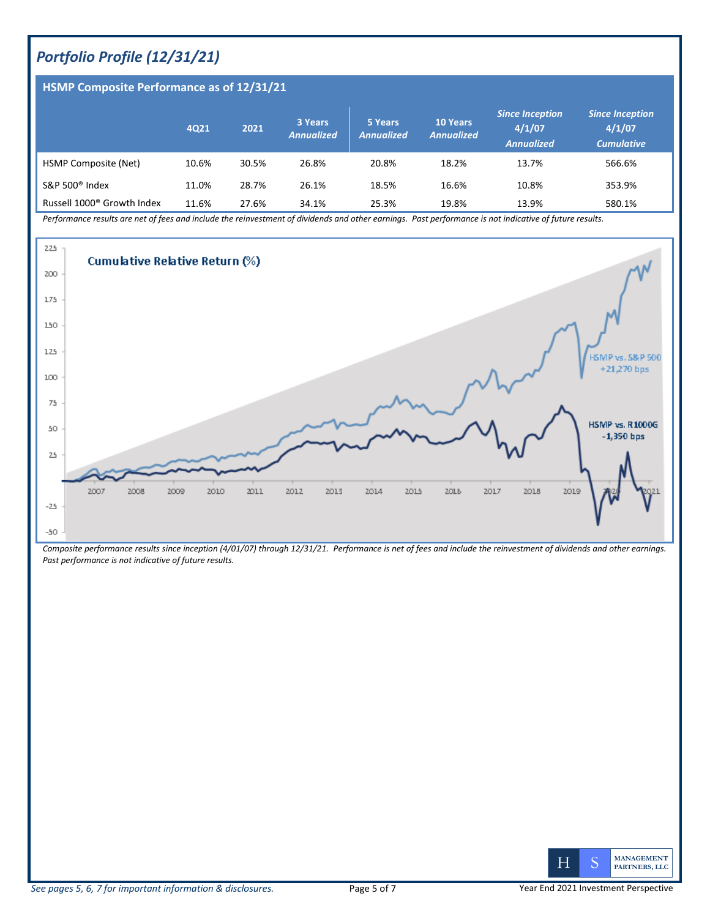## *Portfolio Profile (12/31/21)*

### HSMP Composite Performance as of 12/31/21

| | 4Q21 | 2021 | 3 Years *Annualized* | 5 Years *Annualized* | 10 Years *Annualized* | *Since Inception 4/1/07 Annualized* | *Since Inception 4/1/07 Cumulative* |
|---|---|---|---|---|---|---|---|
| HSMP Composite (Net) | 10.6% | 30.5% | 26.8% | 20.8% | 18.2% | 13.7% | 566.6% |
| S&P 500® Index | 11.0% | 28.7% | 26.1% | 18.5% | 16.6% | 10.8% | 353.9% |
| Russell 1000® Growth Index | 11.6% | 27.6% | 34.1% | 25.3% | 19.8% | 13.9% | 580.1% |

*Performance results are net of fees and include the reinvestment of dividends and other earnings. Past performance is not indicative of future results.*

**Cumulative Relative Return (%)**

HSMP vs. S&P 500 +21,270 bps

HSMP vs. R1000G -1,350 bps

*Composite performance results since inception (4/01/07) through 12/31/21. Performance is net of fees and include the reinvestment of dividends and other earnings. Past performance is not indicative of future results.*

*See pages 5, 6, 7 for important information & disclosures.*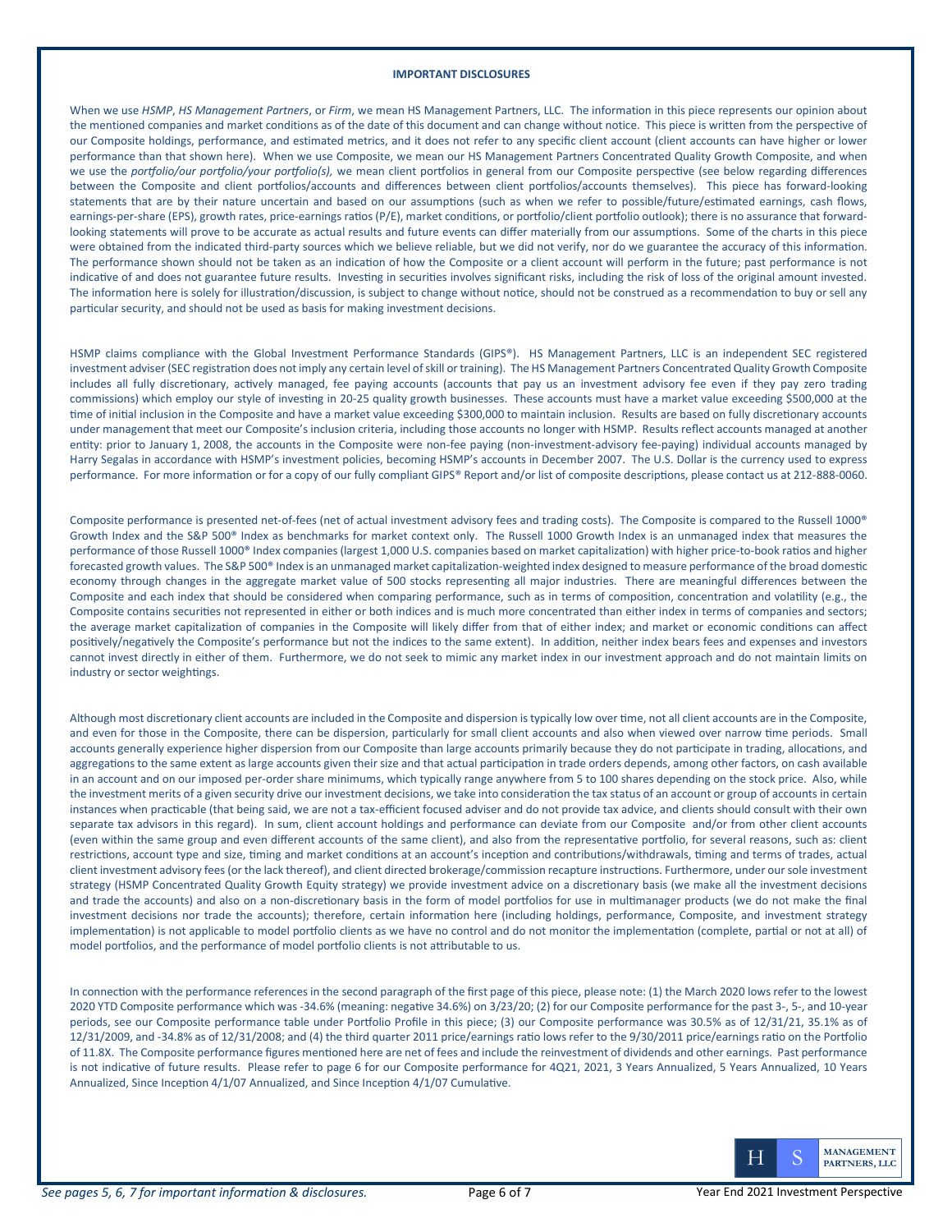**IMPORTANT DISCLOSURES**

When we use *HSMP*, *HS Management Partners*, or *Firm*, we mean HS Management Partners, LLC. The information in this piece represents our opinion about the mentioned companies and market conditions as of the date of this document and can change without notice. This piece is written from the perspective of our Composite holdings, performance, and estimated metrics, and it does not refer to any specific client account (client accounts can have higher or lower performance than that shown here). When we use Composite, we mean our HS Management Partners Concentrated Quality Growth Composite, and when we use the *portfolio/our portfolio/your portfolio(s),* we mean client portfolios in general from our Composite perspective (see below regarding differences between the Composite and client portfolios/accounts and differences between client portfolios/accounts themselves). This piece has forward-looking statements that are by their nature uncertain and based on our assumptions (such as when we refer to possible/future/estimated earnings, cash flows, earnings-per-share (EPS), growth rates, price-earnings ratios (P/E), market conditions, or portfolio/client portfolio outlook); there is no assurance that forward-looking statements will prove to be accurate as actual results and future events can differ materially from our assumptions. Some of the charts in this piece were obtained from the indicated third-party sources which we believe reliable, but we did not verify, nor do we guarantee the accuracy of this information. The performance shown should not be taken as an indication of how the Composite or a client account will perform in the future; past performance is not indicative of and does not guarantee future results. Investing in securities involves significant risks, including the risk of loss of the original amount invested. The information here is solely for illustration/discussion, is subject to change without notice, should not be construed as a recommendation to buy or sell any particular security, and should not be used as basis for making investment decisions.

HSMP claims compliance with the Global Investment Performance Standards (GIPS®). HS Management Partners, LLC is an independent SEC registered investment adviser (SEC registration does not imply any certain level of skill or training). The HS Management Partners Concentrated Quality Growth Composite includes all fully discretionary, actively managed, fee paying accounts (accounts that pay us an investment advisory fee even if they pay zero trading commissions) which employ our style of investing in 20-25 quality growth businesses. These accounts must have a market value exceeding $500,000 at the time of initial inclusion in the Composite and have a market value exceeding $300,000 to maintain inclusion. Results are based on fully discretionary accounts under management that meet our Composite's inclusion criteria, including those accounts no longer with HSMP. Results reflect accounts managed at another entity: prior to January 1, 2008, the accounts in the Composite were non-fee paying (non-investment-advisory fee-paying) individual accounts managed by Harry Segalas in accordance with HSMP's investment policies, becoming HSMP's accounts in December 2007. The U.S. Dollar is the currency used to express performance. For more information or for a copy of our fully compliant GIPS® Report and/or list of composite descriptions, please contact us at 212-888-0060.

Composite performance is presented net-of-fees (net of actual investment advisory fees and trading costs). The Composite is compared to the Russell 1000® Growth Index and the S&P 500® Index as benchmarks for market context only. The Russell 1000 Growth Index is an unmanaged index that measures the performance of those Russell 1000® Index companies (largest 1,000 U.S. companies based on market capitalization) with higher price-to-book ratios and higher forecasted growth values. The S&P 500® Index is an unmanaged market capitalization-weighted index designed to measure performance of the broad domestic economy through changes in the aggregate market value of 500 stocks representing all major industries. There are meaningful differences between the Composite and each index that should be considered when comparing performance, such as in terms of composition, concentration and volatility (e.g., the Composite contains securities not represented in either or both indices and is much more concentrated than either index in terms of companies and sectors; the average market capitalization of companies in the Composite will likely differ from that of either index; and market or economic conditions can affect positively/negatively the Composite's performance but not the indices to the same extent). In addition, neither index bears fees and expenses and investors cannot invest directly in either of them. Furthermore, we do not seek to mimic any market index in our investment approach and do not maintain limits on industry or sector weightings.

Although most discretionary client accounts are included in the Composite and dispersion is typically low over time, not all client accounts are in the Composite, and even for those in the Composite, there can be dispersion, particularly for small client accounts and also when viewed over narrow time periods. Small accounts generally experience higher dispersion from our Composite than large accounts primarily because they do not participate in trading, allocations, and aggregations to the same extent as large accounts given their size and that actual participation in trade orders depends, among other factors, on cash available in an account and on our imposed per-order share minimums, which typically range anywhere from 5 to 100 shares depending on the stock price. Also, while the investment merits of a given security drive our investment decisions, we take into consideration the tax status of an account or group of accounts in certain instances when practicable (that being said, we are not a tax-efficient focused adviser and do not provide tax advice, and clients should consult with their own separate tax advisors in this regard). In sum, client account holdings and performance can deviate from our Composite and/or from other client accounts (even within the same group and even different accounts of the same client), and also from the representative portfolio, for several reasons, such as: client restrictions, account type and size, timing and market conditions at an account's inception and contributions/withdrawals, timing and terms of trades, actual client investment advisory fees (or the lack thereof), and client directed brokerage/commission recapture instructions. Furthermore, under our sole investment strategy (HSMP Concentrated Quality Growth Equity strategy) we provide investment advice on a discretionary basis (we make all the investment decisions and trade the accounts) and also on a non-discretionary basis in the form of model portfolios for use in multimanager products (we do not make the final investment decisions nor trade the accounts); therefore, certain information here (including holdings, performance, Composite, and investment strategy implementation) is not applicable to model portfolio clients as we have no control and do not monitor the implementation (complete, partial or not at all) of model portfolios, and the performance of model portfolio clients is not attributable to us.

In connection with the performance references in the second paragraph of the first page of this piece, please note: (1) the March 2020 lows refer to the lowest 2020 YTD Composite performance which was -34.6% (meaning: negative 34.6%) on 3/23/20; (2) for our Composite performance for the past 3-, 5-, and 10-year periods, see our Composite performance table under Portfolio Profile in this piece; (3) our Composite performance was 30.5% as of 12/31/21, 35.1% as of 12/31/2009, and -34.8% as of 12/31/2008; and (4) the third quarter 2011 price/earnings ratio lows refer to the 9/30/2011 price/earnings ratio on the Portfolio of 11.8X. The Composite performance figures mentioned here are net of fees and include the reinvestment of dividends and other earnings. Past performance is not indicative of future results. Please refer to page 6 for our Composite performance for 4Q21, 2021, 3 Years Annualized, 5 Years Annualized, 10 Years Annualized, Since Inception 4/1/07 Annualized, and Since Inception 4/1/07 Cumulative.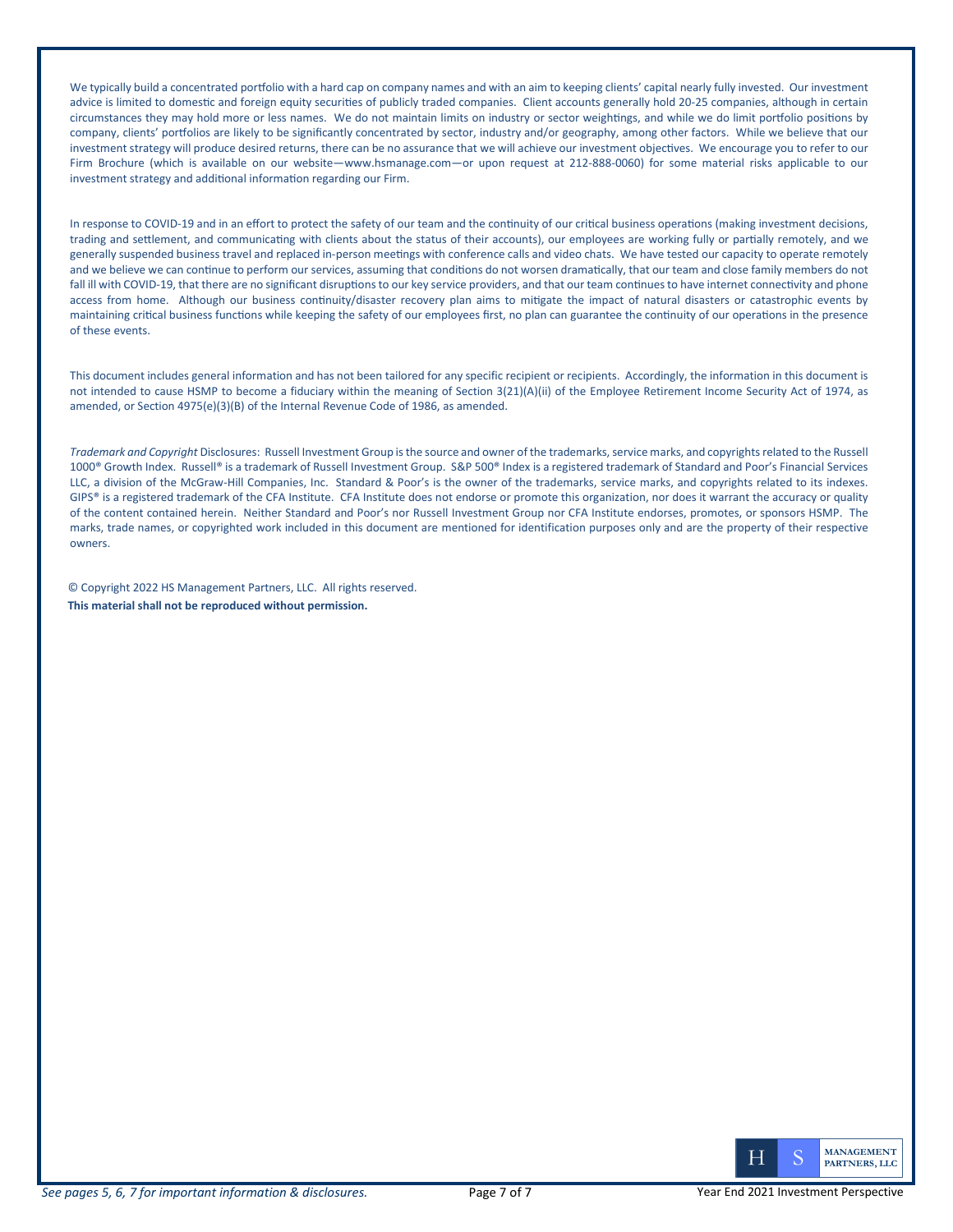We typically build a concentrated portfolio with a hard cap on company names and with an aim to keeping clients' capital nearly fully invested. Our investment advice is limited to domestic and foreign equity securities of publicly traded companies. Client accounts generally hold 20-25 companies, although in certain circumstances they may hold more or less names. We do not maintain limits on industry or sector weightings, and while we do limit portfolio positions by company, clients' portfolios are likely to be significantly concentrated by sector, industry and/or geography, among other factors. While we believe that our investment strategy will produce desired returns, there can be no assurance that we will achieve our investment objectives. We encourage you to refer to our Firm Brochure (which is available on our website—www.hsmanage.com—or upon request at 212-888-0060) for some material risks applicable to our investment strategy and additional information regarding our Firm.

In response to COVID-19 and in an effort to protect the safety of our team and the continuity of our critical business operations (making investment decisions, trading and settlement, and communicating with clients about the status of their accounts), our employees are working fully or partially remotely, and we generally suspended business travel and replaced in-person meetings with conference calls and video chats. We have tested our capacity to operate remotely and we believe we can continue to perform our services, assuming that conditions do not worsen dramatically, that our team and close family members do not fall ill with COVID-19, that there are no significant disruptions to our key service providers, and that our team continues to have internet connectivity and phone access from home. Although our business continuity/disaster recovery plan aims to mitigate the impact of natural disasters or catastrophic events by maintaining critical business functions while keeping the safety of our employees first, no plan can guarantee the continuity of our operations in the presence of these events.

This document includes general information and has not been tailored for any specific recipient or recipients. Accordingly, the information in this document is not intended to cause HSMP to become a fiduciary within the meaning of Section 3(21)(A)(ii) of the Employee Retirement Income Security Act of 1974, as amended, or Section 4975(e)(3)(B) of the Internal Revenue Code of 1986, as amended.

*Trademark and Copyright* Disclosures: Russell Investment Group is the source and owner of the trademarks, service marks, and copyrights related to the Russell 1000® Growth Index. Russell® is a trademark of Russell Investment Group. S&P 500® Index is a registered trademark of Standard and Poor's Financial Services LLC, a division of the McGraw-Hill Companies, Inc. Standard & Poor's is the owner of the trademarks, service marks, and copyrights related to its indexes. GIPS® is a registered trademark of the CFA Institute. CFA Institute does not endorse or promote this organization, nor does it warrant the accuracy or quality of the content contained herein. Neither Standard and Poor's nor Russell Investment Group nor CFA Institute endorses, promotes, or sponsors HSMP. The marks, trade names, or copyrighted work included in this document are mentioned for identification purposes only and are the property of their respective owners.

© Copyright 2022 HS Management Partners, LLC. All rights reserved.

**This material shall not be reproduced without permission.**